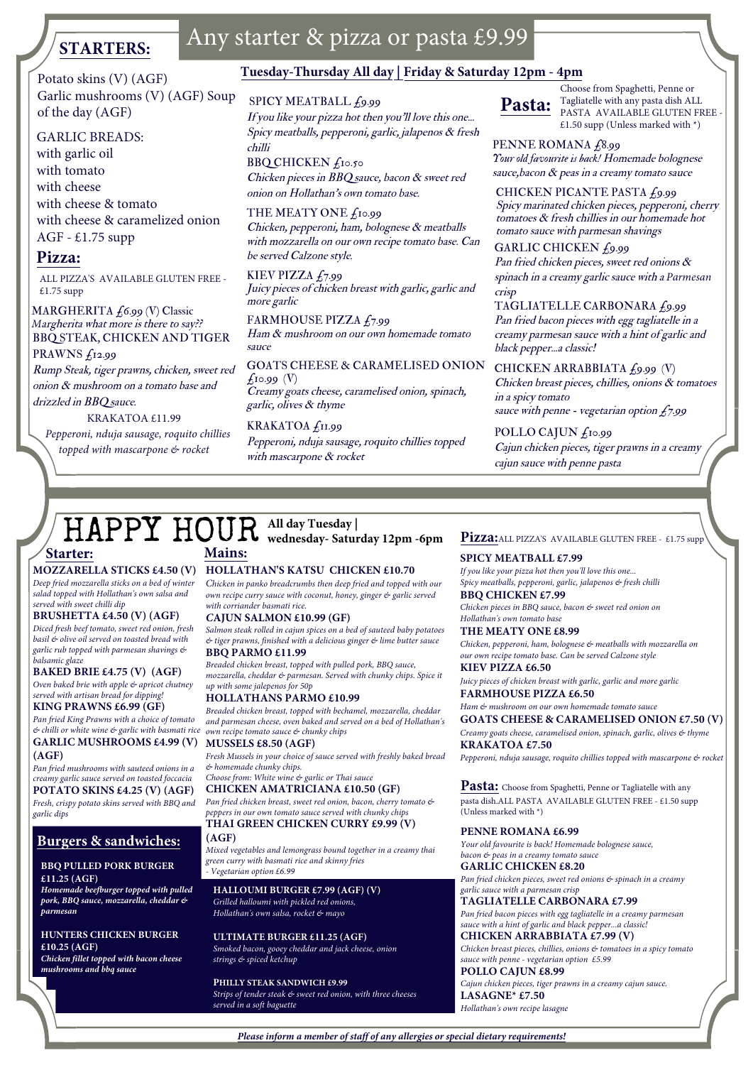# Any starter & pizza or pasta £9.99

**Tuesday-Thursday All day | Friday & Saturday 12pm - 4pm**

## STARTERS:

Potato skins (V) (AGF)
Garlic mushrooms (V) (AGF) Soup of the day (AGF)

GARLIC BREADS:
with garlic oil
with tomato
with cheese
with cheese & tomato
with cheese & caramelized onion
AGF - £1.75 supp

## Pizza:

ALL PIZZA'S AVAILABLE GLUTEN FREE - £1.75 supp

MARGHERITA £6.99 (V) Classic
*Margherita what more is there to say??*

BBQ STEAK, CHICKEN AND TIGER PRAWNS £12.99
*Rump Steak, tiger prawns, chicken, sweet red onion & mushroom on a tomato base and drizzled in BBQ sauce.*

KRAKATOA £11.99
*Pepperoni, nduja sausage, roquito chillies topped with mascarpone & rocket*

SPICY MEATBALL £9.99
*If you like your pizza hot then you'll love this one... Spicy meatballs, pepperoni, garlic, jalapenos & fresh chilli*

BBQ CHICKEN £10.50
*Chicken pieces in BBQ sauce, bacon & sweet red onion on Hollathan's own tomato base.*

THE MEATY ONE £10.99
*Chicken, pepperoni, ham, bolognese & meatballs with mozzarella on our own recipe tomato base. Can be served Calzone style.*

KIEV PIZZA £7.99
*Juicy pieces of chicken breast with garlic, garlic and more garlic*

FARMHOUSE PIZZA £7.99
*Ham & mushroom on our own homemade tomato sauce*

GOATS CHEESE & CARAMELISED ONION £10.99 (V)
*Creamy goats cheese, caramelised onion, spinach, garlic, olives & thyme*

KRAKATOA £11.99
*Pepperoni, nduja sausage, roquito chillies topped with mascarpone & rocket*

## Pasta:

Choose from Spaghetti, Penne or Tagliatelle with any pasta dish ALL PASTA AVAILABLE GLUTEN FREE - £1.50 supp (Unless marked with *)

PENNE ROMANA £8.99
*Your old favourite is back! Homemade bolognese sauce,bacon & peas in a creamy tomato sauce*

CHICKEN PICANTE PASTA £9.99
*Spicy marinated chicken pieces, pepperoni, cherry tomatoes & fresh chillies in our homemade hot tomato sauce with parmesan shavings*

GARLIC CHICKEN £9.99
*Pan fried chicken pieces, sweet red onions & spinach in a creamy garlic sauce with a Parmesan crisp*

TAGLIATELLE CARBONARA £9.99
*Pan fried bacon pieces with egg tagliatelle in a creamy parmesan sauce with a hint of garlic and black pepper...a classic!*

CHICKEN ARRABBIATA £9.99 (V)
*Chicken breast pieces, chillies, onions & tomatoes in a spicy tomato sauce with penne - vegetarian option £7.99*

POLLO CAJUN £10.99
*Cajun chicken pieces, tiger prawns in a creamy cajun sauce with penne pasta*

# HAPPY HOUR

**All day Tuesday | wednesday- Saturday 12pm -6pm**

## Starter:

**MOZZARELLA STICKS £4.50 (V)**
*Deep fried mozzarella sticks on a bed of winter salad topped with Hollathan's own salsa and served with sweet chilli dip*

**BRUSHETTA £4.50 (V) (AGF)**
*Diced fresh beef tomato, sweet red onion, fresh basil & olive oil served on toasted bread with garlic rub topped with parmesan shavings & balsamic glaze*

**BAKED BRIE £4.75 (V) (AGF)**
*Oven baked brie with apple & apricot chutney served with artisan bread for dipping!*

**KING PRAWNS £6.99 (GF)**
*Pan fried King Prawns with a choice of tomato & chilli or white wine & garlic with basmati rice*

**GARLIC MUSHROOMS £4.99 (V) (AGF)**
*Pan fried mushrooms with sauteed onions in a creamy garlic sauce served on toasted foccacia*

**POTATO SKINS £4.25 (V) (AGF)**
*Fresh, crispy potato skins served with BBQ and garlic dips*

## Mains:

**HOLLATHAN'S KATSU CHICKEN £10.70**
*Chicken in panko breadcrumbs then deep fried and topped with our own recipe curry sauce with coconut, honey, ginger & garlic served with corriander basmati rice.*

**CAJUN SALMON £10.99 (GF)**
*Salmon steak rolled in cajun spices on a bed of sauteed baby potatoes & tiger prawns, finished with a delicious ginger & lime butter sauce*

**BBQ PARMO £11.99**
*Breaded chicken breast, topped with pulled pork, BBQ sauce, mozzarella, cheddar & parmesan. Served with chunky chips. Spice it up with some jalepenos for 50p*

**HOLLATHANS PARMO £10.99**
*Breaded chicken breast, topped with bechamel, mozzarella, cheddar and parmesan cheese, oven baked and served on a bed of Hollathan's own recipe tomato sauce & chunky chips*

**MUSSELS £8.50 (AGF)**
*Fresh Mussels in your choice of sauce served with freshly baked bread & homemade chunky chips.*
*Choose from: White wine & garlic or Thai sauce*

**CHICKEN AMATRICIANA £10.50 (GF)**
*Pan fried chicken breast, sweet red onion, bacon, cherry tomato & peppers in our own tomato sauce served with chunky chips*

**THAI GREEN CHICKEN CURRY £9.99 (V) (AGF)**
*Mixed vegetables and lemongrass bound together in a creamy thai green curry with basmati rice and skinny fries - Vegetarian option £6.99*

## Burgers & sandwiches:

**BBQ PULLED PORK BURGER £11.25 (AGF)**
*Homemade beefburger topped with pulled pork, BBQ sauce, mozzarella, cheddar & parmesan*

**HUNTERS CHICKEN BURGER £10.25 (AGF)**
*Chicken fillet topped with bacon cheese mushrooms and bbq sauce*

**HALLOUMI BURGER £7.99 (AGF) (V)**
*Grilled halloumi with pickled red onions, Hollathan's own salsa, rocket & mayo*

**ULTIMATE BURGER £11.25 (AGF)**
*Smoked bacon, gooey cheddar and jack cheese, onion strings & spiced ketchup*

**PHILLY STEAK SANDWICH £9.99**
*Strips of tender steak & sweet red onion, with three cheeses served in a soft baguette*

## Pizza:

ALL PIZZA'S AVAILABLE GLUTEN FREE - £1.75 supp

**SPICY MEATBALL £7.99**
*If you like your pizza hot then you'll love this one... Spicy meatballs, pepperoni, garlic, jalapenos & fresh chilli*

**BBQ CHICKEN £7.99**
*Chicken pieces in BBQ sauce, bacon & sweet red onion on Hollathan's own tomato base*

**THE MEATY ONE £8.99**
*Chicken, pepperoni, ham, bolognese & meatballs with mozzarella on our own recipe tomato base. Can be served Calzone style*

**KIEV PIZZA £6.50**
*Juicy pieces of chicken breast with garlic, garlic and more garlic*

**FARMHOUSE PIZZA £6.50**
*Ham & mushroom on our own homemade tomato sauce*

**GOATS CHEESE & CARAMELISED ONION £7.50 (V)**
*Creamy goats cheese, caramelised onion, spinach, garlic, olives & thyme*

**KRAKATOA £7.50**
*Pepperoni, nduja sausage, roquito chillies topped with mascarpone & rocket*

## Pasta:

Choose from Spaghetti, Penne or Tagliatelle with any pasta dish.ALL PASTA AVAILABLE GLUTEN FREE - £1.50 supp (Unless marked with *)

**PENNE ROMANA £6.99**
*Your old favourite is back! Homemade bolognese sauce, bacon & peas in a creamy tomato sauce*

**GARLIC CHICKEN £8.20**
*Pan fried chicken pieces, sweet red onions & spinach in a creamy garlic sauce with a parmesan crisp*

**TAGLIATELLE CARBONARA £7.99**
*Pan fried bacon pieces with egg tagliatelle in a creamy parmesan sauce with a hint of garlic and black pepper...a classic!*

**CHICKEN ARRABBIATA £7.99 (V)**
*Chicken breast pieces, chillies, onions & tomatoes in a spicy tomato sauce with penne - vegetarian option £5.99*

**POLLO CAJUN £8.99**
*Cajun chicken pieces, tiger prawns in a creamy cajun sauce.*

**LASAGNE* £7.50**
*Hollathan's own recipe lasagne*

***Please inform a member of staff of any allergies or special dietary requirements!***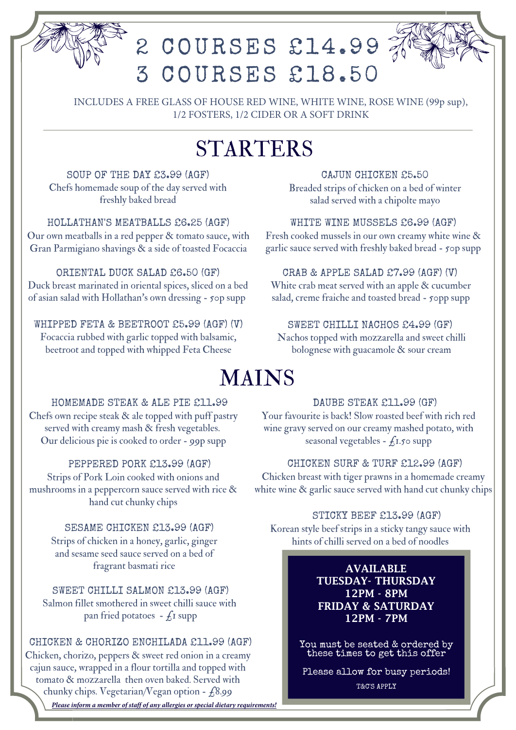# 2 COURSES £14.99
# 3 COURSES £18.50

INCLUDES A FREE GLASS OF HOUSE RED WINE, WHITE WINE, ROSE WINE (99p sup), 1/2 FOSTERS, 1/2 CIDER OR A SOFT DRINK

## STARTERS

**SOUP OF THE DAY £3.99 (AGF)**
Chefs homemade soup of the day served with freshly baked bread

**HOLLATHAN'S MEATBALLS £6.25 (AGF)**
Our own meatballs in a red pepper & tomato sauce, with Gran Parmigiano shavings & a side of toasted Focaccia

**ORIENTAL DUCK SALAD £6.50 (GF)**
Duck breast marinated in oriental spices, sliced on a bed of asian salad with Hollathan's own dressing - 50p supp

**WHIPPED FETA & BEETROOT £5.99 (AGF) (V)**
Focaccia rubbed with garlic topped with balsamic, beetroot and topped with whipped Feta Cheese

**CAJUN CHICKEN £5.50**
Breaded strips of chicken on a bed of winter salad served with a chipolte mayo

**WHITE WINE MUSSELS £6.99 (AGF)**
Fresh cooked mussels in our own creamy white wine & garlic sauce served with freshly baked bread - 50p supp

**CRAB & APPLE SALAD £7.99 (AGF) (V)**
White crab meat served with an apple & cucumber salad, creme fraiche and toasted bread - 50pp supp

**SWEET CHILLI NACHOS £4.99 (GF)**
Nachos topped with mozzarella and sweet chilli bolognese with guacamole & sour cream

## MAINS

**HOMEMADE STEAK & ALE PIE £11.99**
Chefs own recipe steak & ale topped with puff pastry served with creamy mash & fresh vegetables. Our delicious pie is cooked to order - 99p supp

**PEPPERED PORK £13.99 (AGF)**
Strips of Pork Loin cooked with onions and mushrooms in a peppercorn sauce served with rice & hand cut chunky chips

**SESAME CHICKEN £13.99 (AGF)**
Strips of chicken in a honey, garlic, ginger and sesame seed sauce served on a bed of fragrant basmati rice

**SWEET CHILLI SALMON £13.99 (AGF)**
Salmon fillet smothered in sweet chilli sauce with pan fried potatoes - £1 supp

**CHICKEN & CHORIZO ENCHILADA £11.99 (AGF)**
Chicken, chorizo, peppers & sweet red onion in a creamy cajun sauce, wrapped in a flour tortilla and topped with tomato & mozzarella then oven baked. Served with chunky chips. Vegetarian/Vegan option - £8.99

**DAUBE STEAK £11.99 (GF)**
Your favourite is back! Slow roasted beef with rich red wine gravy served on our creamy mashed potato, with seasonal vegetables - £1.50 supp

**CHICKEN SURF & TURF £12.99 (AGF)**
Chicken breast with tiger prawns in a homemade creamy white wine & garlic sauce served with hand cut chunky chips

**STICKY BEEF £13.99 (AGF)**
Korean style beef strips in a sticky tangy sauce with hints of chilli served on a bed of noodles

**AVAILABLE**
**TUESDAY- THURSDAY**
**12PM - 8PM**
**FRIDAY & SATURDAY**
**12PM - 7PM**

You must be seated & ordered by these times to get this offer

Please allow for busy periods!

T&C'S APPLY

***Please inform a member of staff of any allergies or special dietary requirements!***